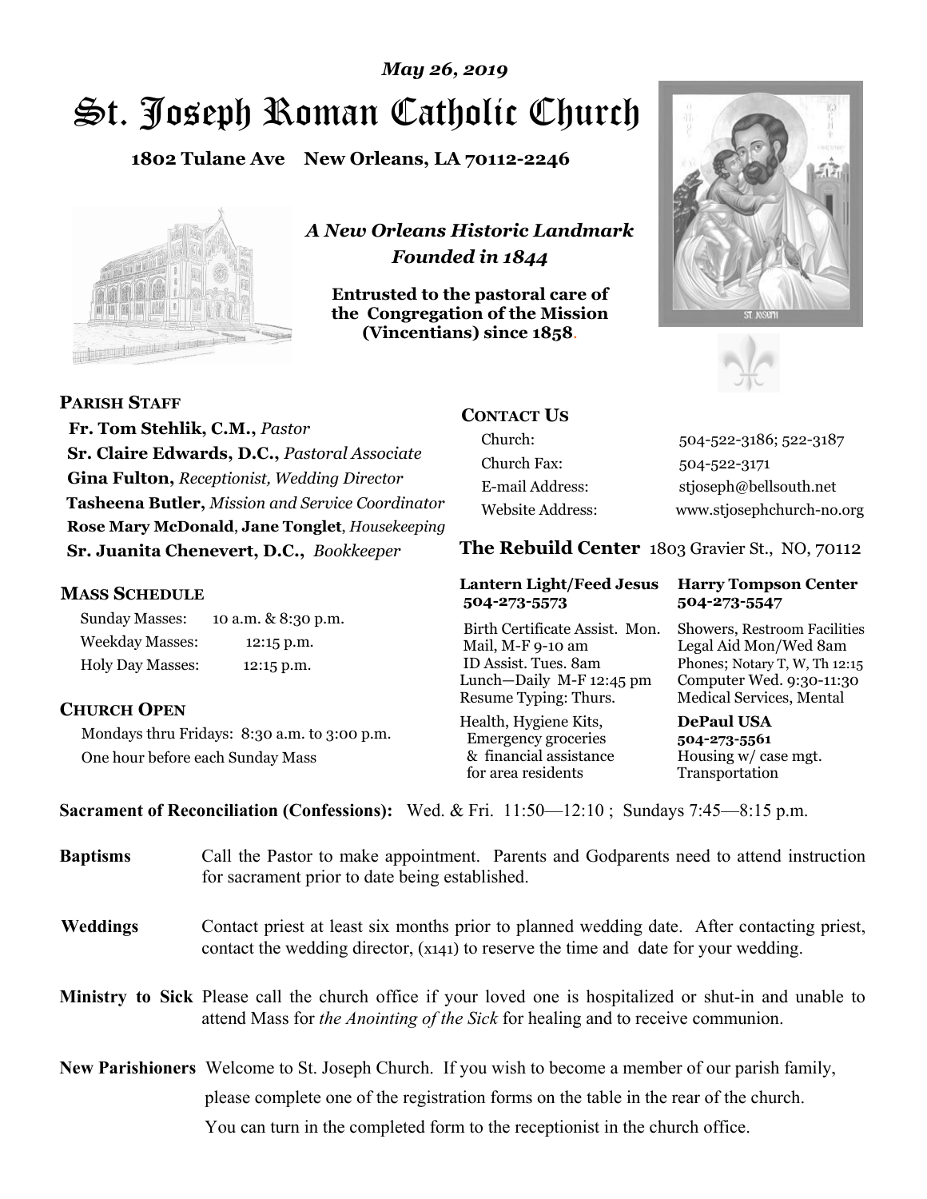*May 26, 2019*

# St. Joseph Roman Catholic Church

**1802 Tulane Ave New Orleans, LA 70112-2246**

*A New Orleans Historic Landmark*
*Founded in 1844*

**Entrusted to the pastoral care of the Congregation of the Mission (Vincentians) since 1858.**

## PARISH STAFF

**Fr. Tom Stehlik, C.M.,** *Pastor*
**Sr. Claire Edwards, D.C.,** *Pastoral Associate*
**Gina Fulton,** *Receptionist, Wedding Director*
**Tasheena Butler,** *Mission and Service Coordinator*
**Rose Mary McDonald**, **Jane Tonglet**, *Housekeeping*
**Sr. Juanita Chenevert, D.C.,** *Bookkeeper*

## MASS SCHEDULE

| | |
|---|---|
| Sunday Masses: | 10 a.m. & 8:30 p.m. |
| Weekday Masses: | 12:15 p.m. |
| Holy Day Masses: | 12:15 p.m. |

## CHURCH OPEN

Mondays thru Fridays: 8:30 a.m. to 3:00 p.m.
One hour before each Sunday Mass

## CONTACT US

| | |
|---|---|
| Church: | 504-522-3186; 522-3187 |
| Church Fax: | 504-522-3171 |
| E-mail Address: | stjoseph@bellsouth.net |
| Website Address: | www.stjosephchurch-no.org |

## The Rebuild Center 1803 Gravier St., NO, 70112

**Lantern Light/Feed Jesus 504-273-5573**

Birth Certificate Assist. Mon.
Mail, M-F 9-10 am
ID Assist. Tues. 8am
Lunch—Daily M-F 12:45 pm
Resume Typing: Thurs.

Health, Hygiene Kits, Emergency groceries & financial assistance for area residents

**Harry Tompson Center 504-273-5547**

Showers, Restroom Facilities
Legal Aid Mon/Wed 8am
Phones; Notary T, W, Th 12:15
Computer Wed. 9:30-11:30
Medical Services, Mental

**DePaul USA 504-273-5561**

Housing w/ case mgt.
Transportation

**Sacrament of Reconciliation (Confessions):** Wed. & Fri. 11:50—12:10 ; Sundays 7:45—8:15 p.m.

**Baptisms** Call the Pastor to make appointment. Parents and Godparents need to attend instruction for sacrament prior to date being established.

**Weddings** Contact priest at least six months prior to planned wedding date. After contacting priest, contact the wedding director, (x141) to reserve the time and date for your wedding.

**Ministry to Sick** Please call the church office if your loved one is hospitalized or shut-in and unable to attend Mass for *the Anointing of the Sick* for healing and to receive communion.

**New Parishioners** Welcome to St. Joseph Church. If you wish to become a member of our parish family, please complete one of the registration forms on the table in the rear of the church. You can turn in the completed form to the receptionist in the church office.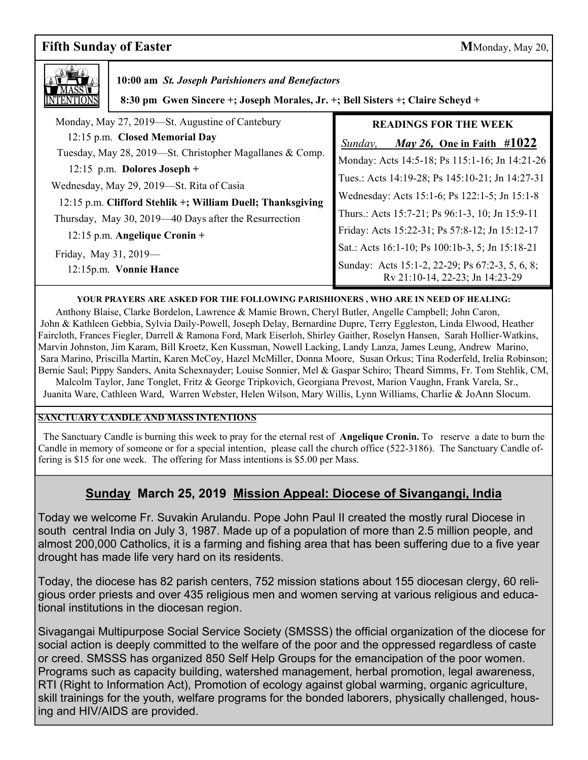## Fifth Sunday of Easter

**M**Monday, May 20,

MASS INTENTIONS

**10:00 am** ***St. Joseph Parishioners and Benefactors***

**8:30 pm Gwen Sincere +; Joseph Morales, Jr. +; Bell Sisters +; Claire Scheyd +**

Monday, May 27, 2019—St. Augustine of Cantebury
12:15 p.m. **Closed Memorial Day**

Tuesday, May 28, 2019—St. Christopher Magallanes & Comp.
12:15 p.m. **Dolores Joseph +**

Wednesday, May 29, 2019—St. Rita of Casia
12:15 p.m. **Clifford Stehlik +; William Duell; Thanksgiving**

Thursday, May 30, 2019—40 Days after the Resurrection
12:15 p.m. **Angelique Cronin +**

Friday, May 31, 2019—
12:15p.m. **Vonnie Hance**

### READINGS FOR THE WEEK

*Sunday,* ***May 26,*** **One in Faith #1022**

Monday: Acts 14:5-18; Ps 115:1-16; Jn 14:21-26

Tues.: Acts 14:19-28; Ps 145:10-21; Jn 14:27-31

Wednesday: Acts 15:1-6; Ps 122:1-5; Jn 15:1-8

Thurs.: Acts 15:7-21; Ps 96:1-3, 10; Jn 15:9-11

Friday: Acts 15:22-31; Ps 57:8-12; Jn 15:12-17

Sat.: Acts 16:1-10; Ps 100:1b-3, 5; Jn 15:18-21

Sunday: Acts 15:1-2, 22-29; Ps 67:2-3, 5, 6, 8; Rv 21:10-14, 22-23; Jn 14:23-29

**YOUR PRAYERS ARE ASKED FOR THE FOLLOWING PARISHIONERS , WHO ARE IN NEED OF HEALING:**

Anthony Blaise, Clarke Bordelon, Lawrence & Mamie Brown, Cheryl Butler, Angelle Campbell; John Caron, John & Kathleen Gebbia, Sylvia Daily-Powell, Joseph Delay, Bernardine Dupre, Terry Eggleston, Linda Elwood, Heather Faircloth, Frances Fiegler, Darrell & Ramona Ford, Mark Eiserloh, Shirley Gaither, Roselyn Hansen, Sarah Hollier-Watkins, Marvin Johnston, Jim Karam, Bill Kroetz, Ken Kussman, Nowell Lacking, Landy Lanza, James Leung, Andrew Marino, Sara Marino, Priscilla Martin, Karen McCoy, Hazel McMiller, Donna Moore, Susan Orkus; Tina Roderfeld, Irelia Robinson; Bernie Saul; Pippy Sanders, Anita Schexnayder; Louise Sonnier, Mel & Gaspar Schiro; Theard Simms, Fr. Tom Stehlik, CM, Malcolm Taylor, Jane Tonglet, Fritz & George Tripkovich, Georgiana Prevost, Marion Vaughn, Frank Varela, Sr., Juanita Ware, Cathleen Ward, Warren Webster, Helen Wilson, Mary Willis, Lynn Williams, Charlie & JoAnn Slocum.

**SANCTUARY CANDLE AND MASS INTENTIONS**

The Sanctuary Candle is burning this week to pray for the eternal rest of **Angelique Cronin.** To reserve a date to burn the Candle in memory of someone or for a special intention, please call the church office (522-3186). The Sanctuary Candle offering is $15 for one week. The offering for Mass intentions is $5.00 per Mass.

## Sunday March 25, 2019 Mission Appeal: Diocese of Sivangangi, India

Today we welcome Fr. Suvakin Arulandu. Pope John Paul II created the mostly rural Diocese in south central India on July 3, 1987. Made up of a population of more than 2.5 million people, and almost 200,000 Catholics, it is a farming and fishing area that has been suffering due to a five year drought has made life very hard on its residents.

Today, the diocese has 82 parish centers, 752 mission stations about 155 diocesan clergy, 60 religious order priests and over 435 religious men and women serving at various religious and educational institutions in the diocesan region.

Sivagangai Multipurpose Social Service Society (SMSSS) the official organization of the diocese for social action is deeply committed to the welfare of the poor and the oppressed regardless of caste or creed. SMSSS has organized 850 Self Help Groups for the emancipation of the poor women. Programs such as capacity building, watershed management, herbal promotion, legal awareness, RTI (Right to Information Act), Promotion of ecology against global warming, organic agriculture, skill trainings for the youth, welfare programs for the bonded laborers, physically challenged, housing and HIV/AIDS are provided.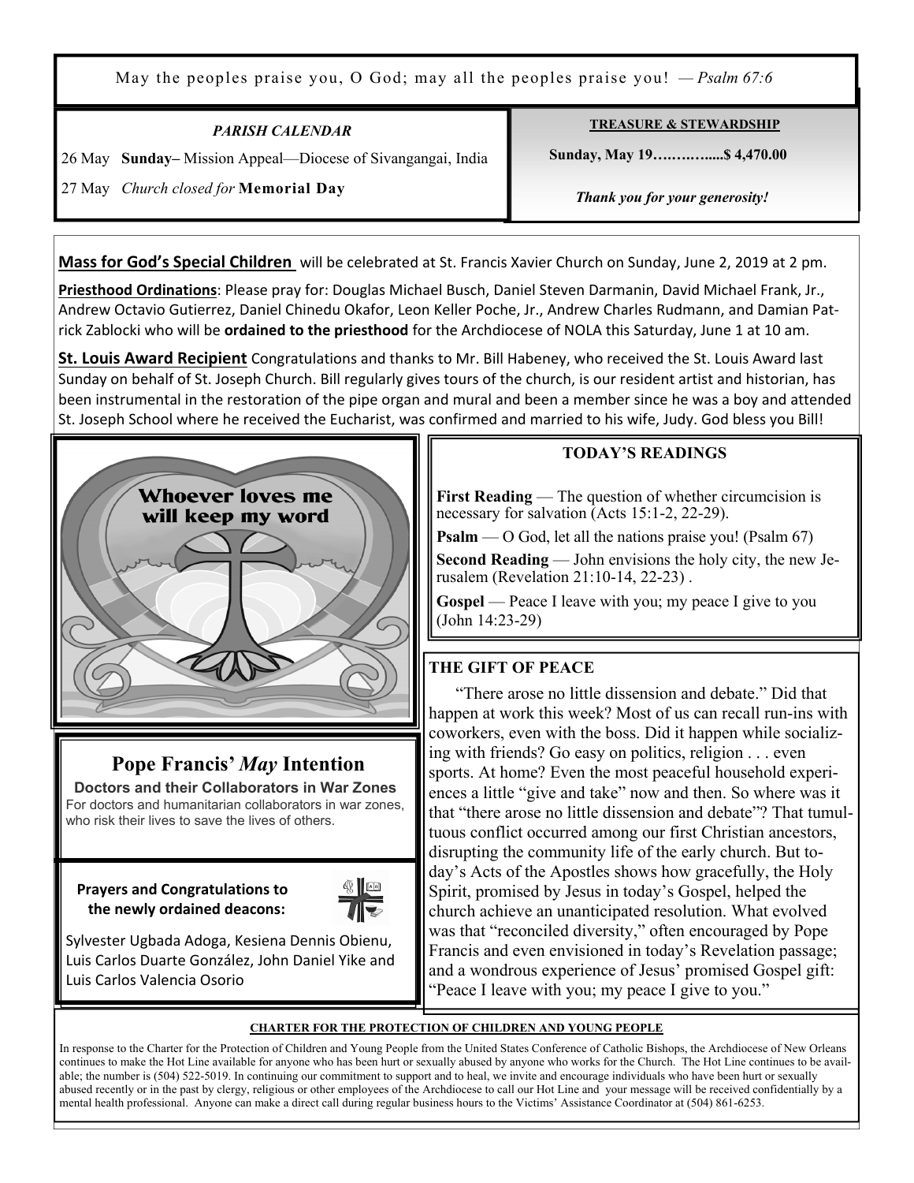May the peoples praise you, O God; may all the peoples praise you! — *Psalm 67:6*

***PARISH CALENDAR***

26 May **Sunday**– Mission Appeal—Diocese of Sivangangai, India

27 May *Church closed for* **Memorial Day**

**TREASURE & STEWARDSHIP**

**Sunday, May 19…………....$ 4,470.00**

***Thank you for your generosity!***

**Mass for God's Special Children** will be celebrated at St. Francis Xavier Church on Sunday, June 2, 2019 at 2 pm.

**Priesthood Ordinations**: Please pray for: Douglas Michael Busch, Daniel Steven Darmanin, David Michael Frank, Jr., Andrew Octavio Gutierrez, Daniel Chinedu Okafor, Leon Keller Poche, Jr., Andrew Charles Rudmann, and Damian Patrick Zablocki who will be **ordained to the priesthood** for the Archdiocese of NOLA this Saturday, June 1 at 10 am.

**St. Louis Award Recipient** Congratulations and thanks to Mr. Bill Habeney, who received the St. Louis Award last Sunday on behalf of St. Joseph Church. Bill regularly gives tours of the church, is our resident artist and historian, has been instrumental in the restoration of the pipe organ and mural and been a member since he was a boy and attended St. Joseph School where he received the Eucharist, was confirmed and married to his wife, Judy. God bless you Bill!

Whoever loves me will keep my word

## Pope Francis' *May* Intention

**Doctors and their Collaborators in War Zones**

For doctors and humanitarian collaborators in war zones, who risk their lives to save the lives of others.

**Prayers and Congratulations to the newly ordained deacons:**

Sylvester Ugbada Adoga, Kesiena Dennis Obienu, Luis Carlos Duarte González, John Daniel Yike and Luis Carlos Valencia Osorio

**TODAY'S READINGS**

**First Reading** — The question of whether circumcision is necessary for salvation (Acts 15:1-2, 22-29).

**Psalm** — O God, let all the nations praise you! (Psalm 67)

**Second Reading** — John envisions the holy city, the new Jerusalem (Revelation 21:10-14, 22-23) .

**Gospel** — Peace I leave with you; my peace I give to you (John 14:23-29)

**THE GIFT OF PEACE**

"There arose no little dissension and debate." Did that happen at work this week? Most of us can recall run-ins with coworkers, even with the boss. Did it happen while socializing with friends? Go easy on politics, religion . . . even sports. At home? Even the most peaceful household experiences a little "give and take" now and then. So where was it that "there arose no little dissension and debate"? That tumultuous conflict occurred among our first Christian ancestors, disrupting the community life of the early church. But today's Acts of the Apostles shows how gracefully, the Holy Spirit, promised by Jesus in today's Gospel, helped the church achieve an unanticipated resolution. What evolved was that "reconciled diversity," often encouraged by Pope Francis and even envisioned in today's Revelation passage; and a wondrous experience of Jesus' promised Gospel gift: "Peace I leave with you; my peace I give to you."

**CHARTER FOR THE PROTECTION OF CHILDREN AND YOUNG PEOPLE**

In response to the Charter for the Protection of Children and Young People from the United States Conference of Catholic Bishops, the Archdiocese of New Orleans continues to make the Hot Line available for anyone who has been hurt or sexually abused by anyone who works for the Church. The Hot Line continues to be available; the number is (504) 522-5019. In continuing our commitment to support and to heal, we invite and encourage individuals who have been hurt or sexually abused recently or in the past by clergy, religious or other employees of the Archdiocese to call our Hot Line and your message will be received confidentially by a mental health professional. Anyone can make a direct call during regular business hours to the Victims' Assistance Coordinator at (504) 861-6253.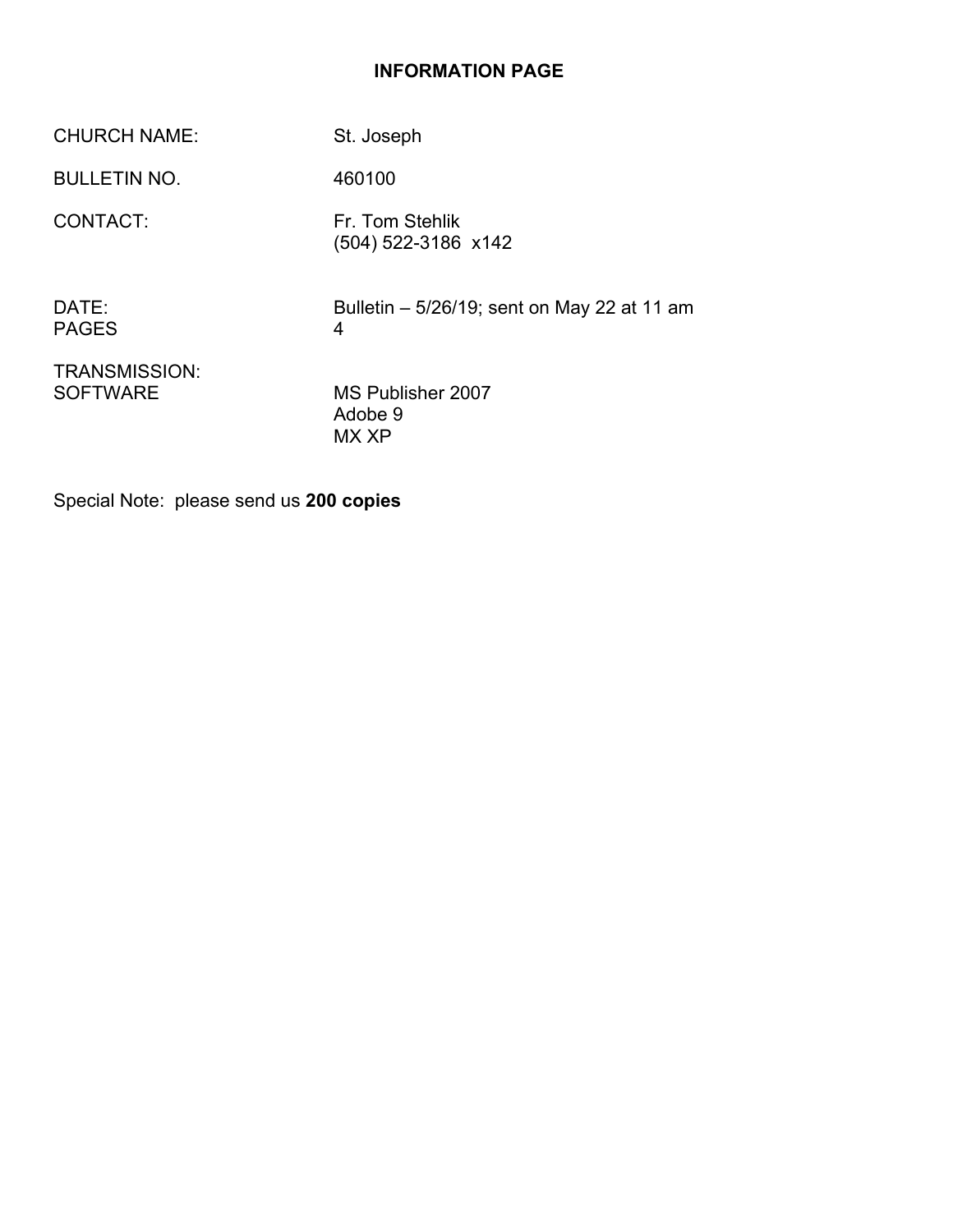# INFORMATION PAGE

| | |
|---|---|
| CHURCH NAME: | St. Joseph |
| BULLETIN NO. | 460100 |
| CONTACT: | Fr. Tom Stehlik<br>(504) 522-3186 x142 |
| DATE:<br>PAGES | Bulletin – 5/26/19; sent on May 22 at 11 am<br>4 |
| TRANSMISSION:<br>SOFTWARE | MS Publisher 2007<br>Adobe 9<br>MX XP |

Special Note: please send us **200 copies**